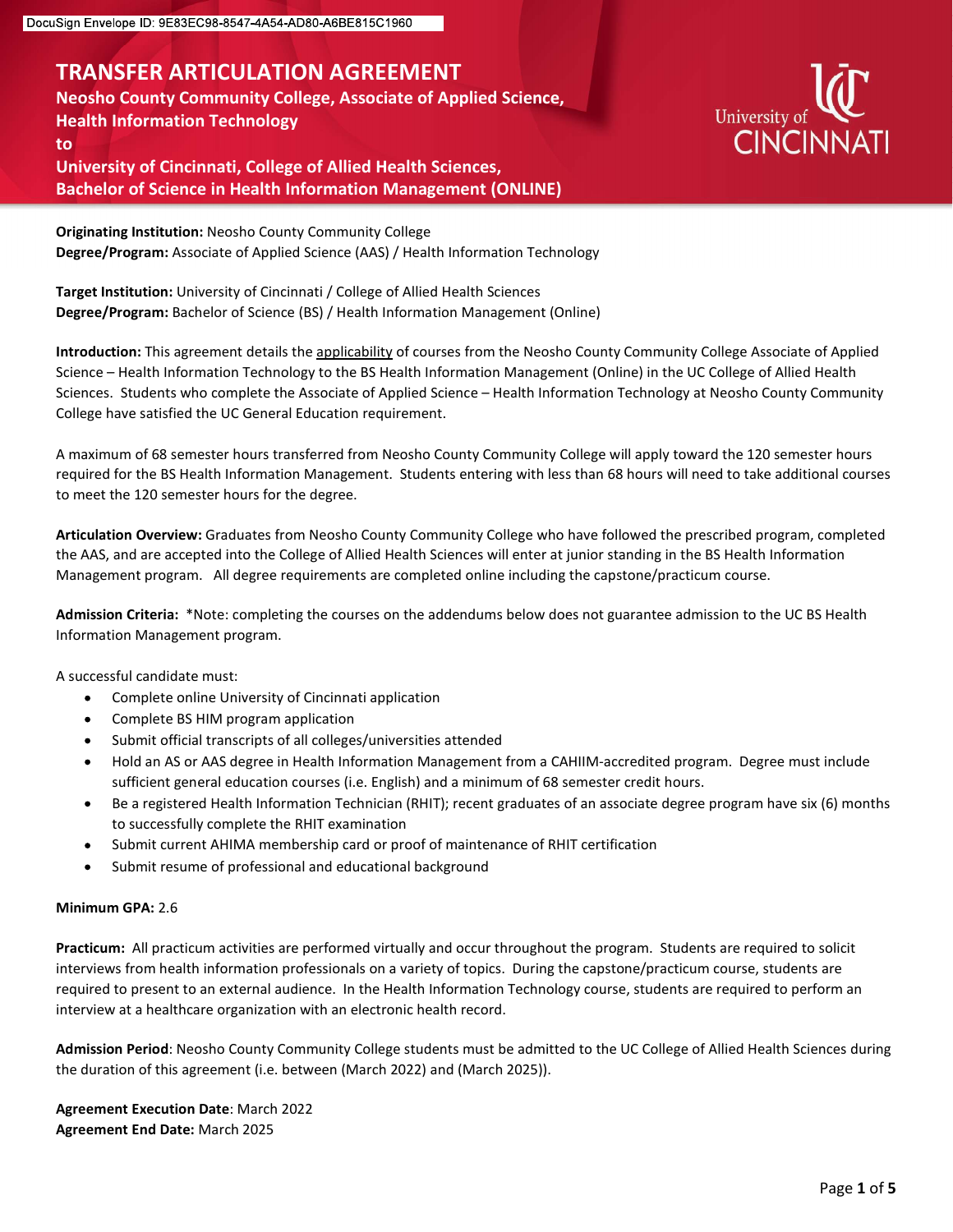DocuSign Envelope ID: 9E83EC98-8547-4A54-AD80-A6BE815C1960

# TRANSFER ARTICULATION AGREEMENT

**Neosho County Community College, Associate of Applied Science, Health Information Technology**
**to**
**University of Cincinnati, College of Allied Health Sciences, Bachelor of Science in Health Information Management (ONLINE)**

**Originating Institution:** Neosho County Community College
**Degree/Program:** Associate of Applied Science (AAS) / Health Information Technology

**Target Institution:** University of Cincinnati / College of Allied Health Sciences
**Degree/Program:** Bachelor of Science (BS) / Health Information Management (Online)

**Introduction:** This agreement details the applicability of courses from the Neosho County Community College Associate of Applied Science – Health Information Technology to the BS Health Information Management (Online) in the UC College of Allied Health Sciences. Students who complete the Associate of Applied Science – Health Information Technology at Neosho County Community College have satisfied the UC General Education requirement.

A maximum of 68 semester hours transferred from Neosho County Community College will apply toward the 120 semester hours required for the BS Health Information Management. Students entering with less than 68 hours will need to take additional courses to meet the 120 semester hours for the degree.

**Articulation Overview:** Graduates from Neosho County Community College who have followed the prescribed program, completed the AAS, and are accepted into the College of Allied Health Sciences will enter at junior standing in the BS Health Information Management program. All degree requirements are completed online including the capstone/practicum course.

**Admission Criteria:** *Note: completing the courses on the addendums below does not guarantee admission to the UC BS Health Information Management program.

A successful candidate must:

- Complete online University of Cincinnati application
- Complete BS HIM program application
- Submit official transcripts of all colleges/universities attended
- Hold an AS or AAS degree in Health Information Management from a CAHIIM-accredited program. Degree must include sufficient general education courses (i.e. English) and a minimum of 68 semester credit hours.
- Be a registered Health Information Technician (RHIT); recent graduates of an associate degree program have six (6) months to successfully complete the RHIT examination
- Submit current AHIMA membership card or proof of maintenance of RHIT certification
- Submit resume of professional and educational background

**Minimum GPA:** 2.6

**Practicum:** All practicum activities are performed virtually and occur throughout the program. Students are required to solicit interviews from health information professionals on a variety of topics. During the capstone/practicum course, students are required to present to an external audience. In the Health Information Technology course, students are required to perform an interview at a healthcare organization with an electronic health record.

**Admission Period**: Neosho County Community College students must be admitted to the UC College of Allied Health Sciences during the duration of this agreement (i.e. between (March 2022) and (March 2025)).

**Agreement Execution Date**: March 2022
**Agreement End Date:** March 2025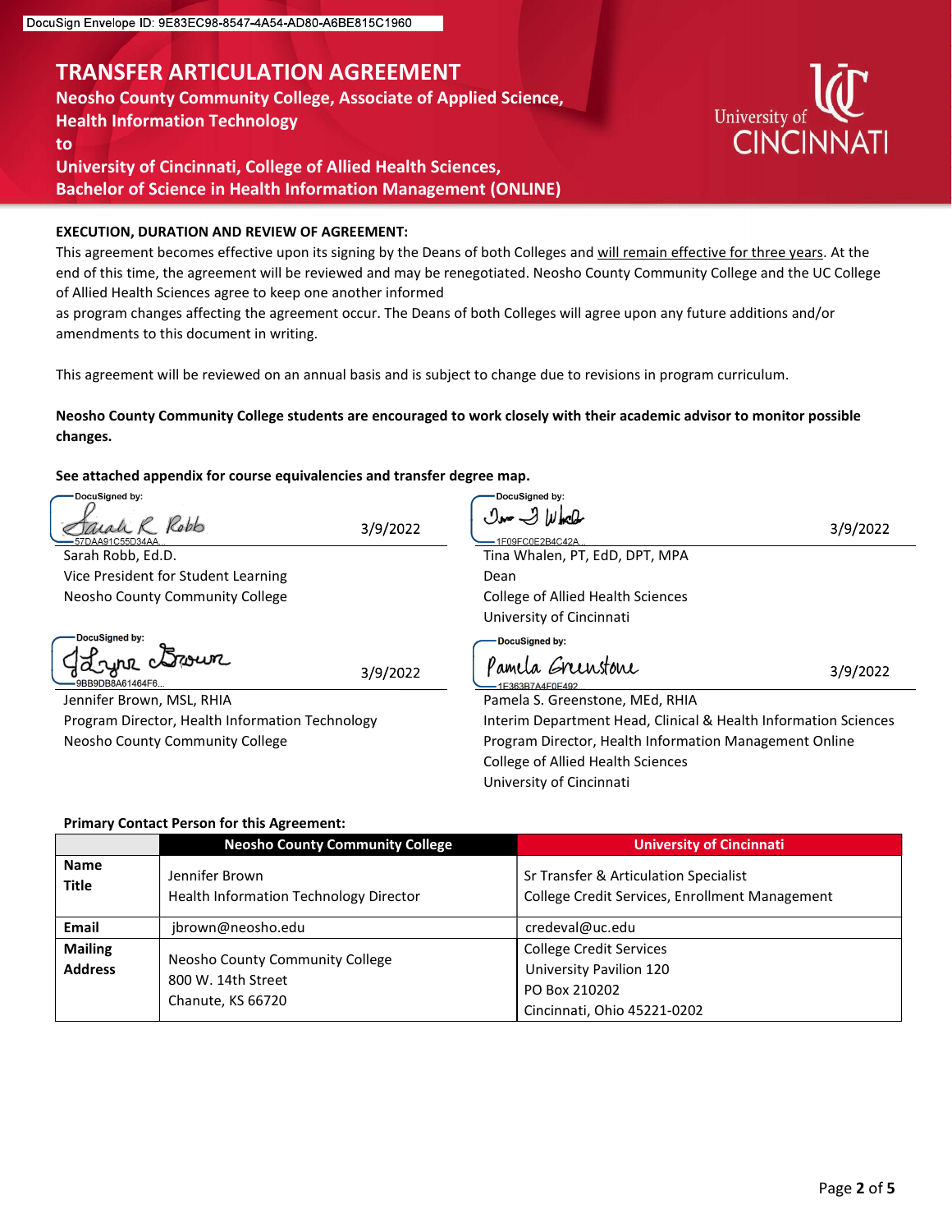DocuSign Envelope ID: 9E83EC98-8547-4A54-AD80-A6BE815C1960

# TRANSFER ARTICULATION AGREEMENT

**Neosho County Community College, Associate of Applied Science, Health Information Technology**
**to**
**University of Cincinnati, College of Allied Health Sciences, Bachelor of Science in Health Information Management (ONLINE)**

**EXECUTION, DURATION AND REVIEW OF AGREEMENT:**

This agreement becomes effective upon its signing by the Deans of both Colleges and will remain effective for three years. At the end of this time, the agreement will be reviewed and may be renegotiated. Neosho County Community College and the UC College of Allied Health Sciences agree to keep one another informed as program changes affecting the agreement occur. The Deans of both Colleges will agree upon any future additions and/or amendments to this document in writing.

This agreement will be reviewed on an annual basis and is subject to change due to revisions in program curriculum.

**Neosho County Community College students are encouraged to work closely with their academic advisor to monitor possible changes.**

**See attached appendix for course equivalencies and transfer degree map.**

DocuSigned by: Sarah R Robb — 57DAA91C55D34AA... — 3/9/2022
Sarah Robb, Ed.D.
Vice President for Student Learning
Neosho County Community College

DocuSigned by: Tina J Whalen — 1F09FC0E2B4C42A... — 3/9/2022
Tina Whalen, PT, EdD, DPT, MPA
Dean
College of Allied Health Sciences
University of Cincinnati

DocuSigned by: Jennifer Brown — 9BB9DB8A61464F6... — 3/9/2022
Jennifer Brown, MSL, RHIA
Program Director, Health Information Technology
Neosho County Community College

DocuSigned by: Pamela Greenstone — 1E363B7A4F0E492... — 3/9/2022
Pamela S. Greenstone, MEd, RHIA
Interim Department Head, Clinical & Health Information Sciences
Program Director, Health Information Management Online
College of Allied Health Sciences
University of Cincinnati

**Primary Contact Person for this Agreement:**

| | Neosho County Community College | University of Cincinnati |
|---|---|---|
| **Name** **Title** | Jennifer Brown Health Information Technology Director | Sr Transfer & Articulation Specialist College Credit Services, Enrollment Management |
| **Email** | jbrown@neosho.edu | credeval@uc.edu |
| **Mailing Address** | Neosho County Community College 800 W. 14th Street Chanute, KS 66720 | College Credit Services University Pavilion 120 PO Box 210202 Cincinnati, Ohio 45221-0202 |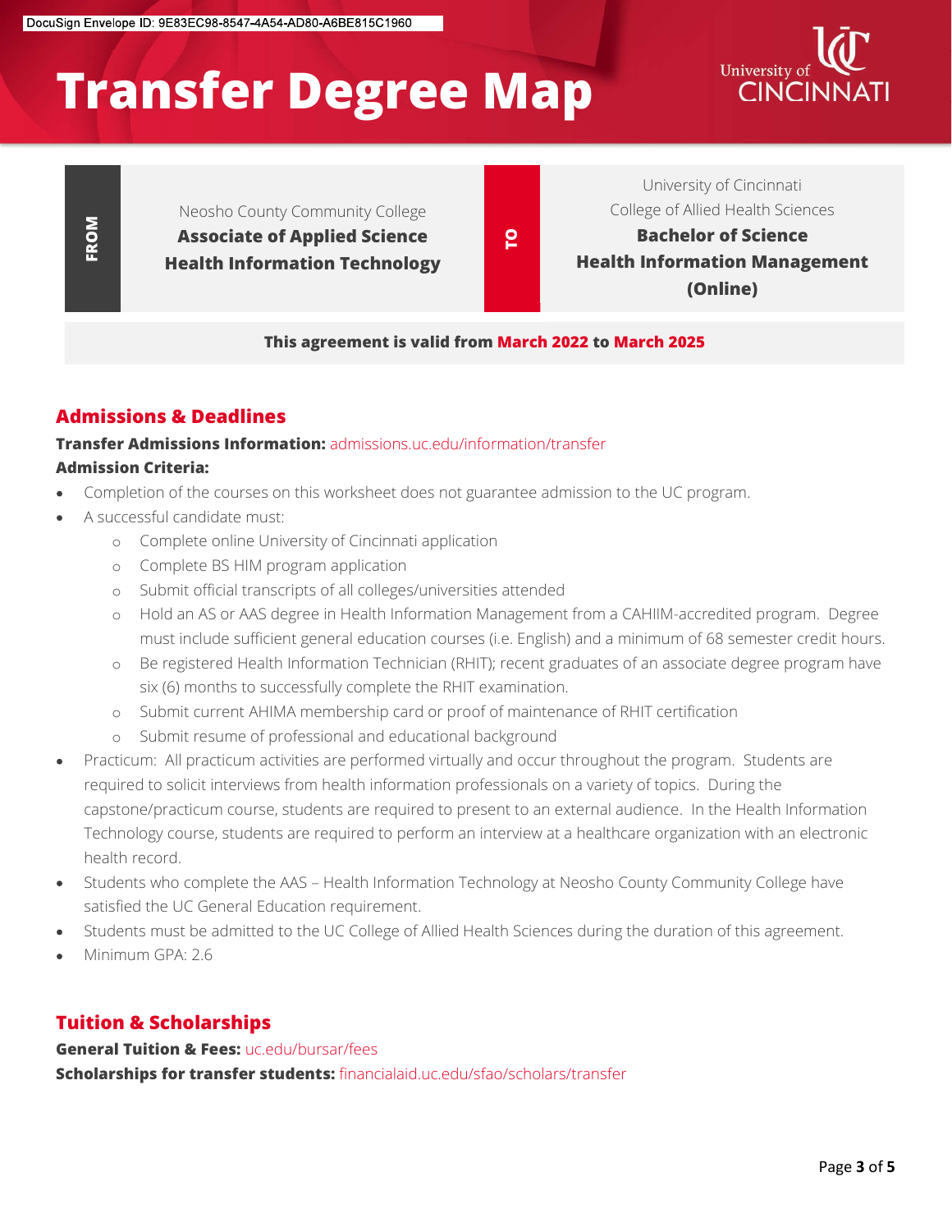DocuSign Envelope ID: 9E83EC98-8547-4A54-AD80-A6BE815C1960

# Transfer Degree Map

| FROM | | TO | |
|---|---|---|---|
| | Neosho County Community College **Associate of Applied Science Health Information Technology** | | University of Cincinnati College of Allied Health Sciences **Bachelor of Science Health Information Management (Online)** |

**This agreement is valid from March 2022 to March 2025**

## Admissions & Deadlines

**Transfer Admissions Information:** admissions.uc.edu/information/transfer

**Admission Criteria:**

- Completion of the courses on this worksheet does not guarantee admission to the UC program.
- A successful candidate must:
  - Complete online University of Cincinnati application
  - Complete BS HIM program application
  - Submit official transcripts of all colleges/universities attended
  - Hold an AS or AAS degree in Health Information Management from a CAHIIM-accredited program. Degree must include sufficient general education courses (i.e. English) and a minimum of 68 semester credit hours.
  - Be registered Health Information Technician (RHIT); recent graduates of an associate degree program have six (6) months to successfully complete the RHIT examination.
  - Submit current AHIMA membership card or proof of maintenance of RHIT certification
  - Submit resume of professional and educational background
- Practicum: All practicum activities are performed virtually and occur throughout the program. Students are required to solicit interviews from health information professionals on a variety of topics. During the capstone/practicum course, students are required to present to an external audience. In the Health Information Technology course, students are required to perform an interview at a healthcare organization with an electronic health record.
- Students who complete the AAS – Health Information Technology at Neosho County Community College have satisfied the UC General Education requirement.
- Students must be admitted to the UC College of Allied Health Sciences during the duration of this agreement.
- Minimum GPA: 2.6

## Tuition & Scholarships

**General Tuition & Fees:** uc.edu/bursar/fees

**Scholarships for transfer students:** financialaid.uc.edu/sfao/scholars/transfer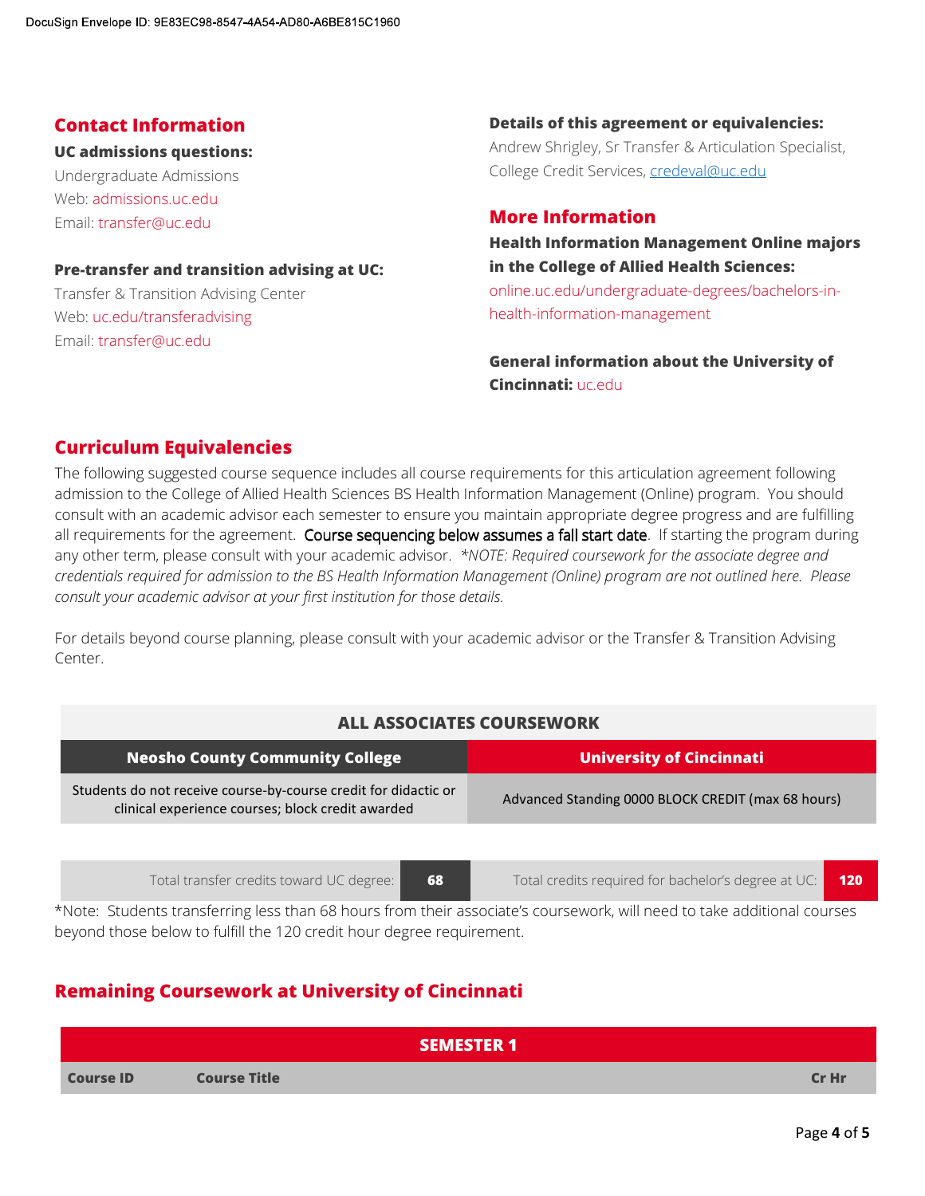DocuSign Envelope ID: 9E83EC98-8547-4A54-AD80-A6BE815C1960

## Contact Information

**UC admissions questions:**
Undergraduate Admissions
Web: admissions.uc.edu
Email: transfer@uc.edu

**Pre-transfer and transition advising at UC:**
Transfer & Transition Advising Center
Web: uc.edu/transferadvising
Email: transfer@uc.edu

**Details of this agreement or equivalencies:**
Andrew Shrigley, Sr Transfer & Articulation Specialist, College Credit Services, credeval@uc.edu

## More Information

**Health Information Management Online majors in the College of Allied Health Sciences:**
online.uc.edu/undergraduate-degrees/bachelors-in-health-information-management

**General information about the University of Cincinnati:** uc.edu

## Curriculum Equivalencies

The following suggested course sequence includes all course requirements for this articulation agreement following admission to the College of Allied Health Sciences BS Health Information Management (Online) program. You should consult with an academic advisor each semester to ensure you maintain appropriate degree progress and are fulfilling all requirements for the agreement. Course sequencing below assumes a fall start date. If starting the program during any other term, please consult with your academic advisor. **\***_NOTE: Required coursework for the associate degree and credentials required for admission to the BS Health Information Management (Online) program are not outlined here. Please consult your academic advisor at your first institution for those details._

For details beyond course planning, please consult with your academic advisor or the Transfer & Transition Advising Center.

| ALL ASSOCIATES COURSEWORK | |
|---|---|
| **Neosho County Community College** | **University of Cincinnati** |
| Students do not receive course-by-course credit for didactic or clinical experience courses; block credit awarded | Advanced Standing 0000 BLOCK CREDIT (max 68 hours) |

| Total transfer credits toward UC degree: | 68 | Total credits required for bachelor's degree at UC: | 120 |
|---|---|---|---|

*Note: Students transferring less than 68 hours from their associate's coursework, will need to take additional courses beyond those below to fulfill the 120 credit hour degree requirement.

## Remaining Coursework at University of Cincinnati

| SEMESTER 1 | | |
|---|---|---|
| **Course ID** | **Course Title** | **Cr Hr** |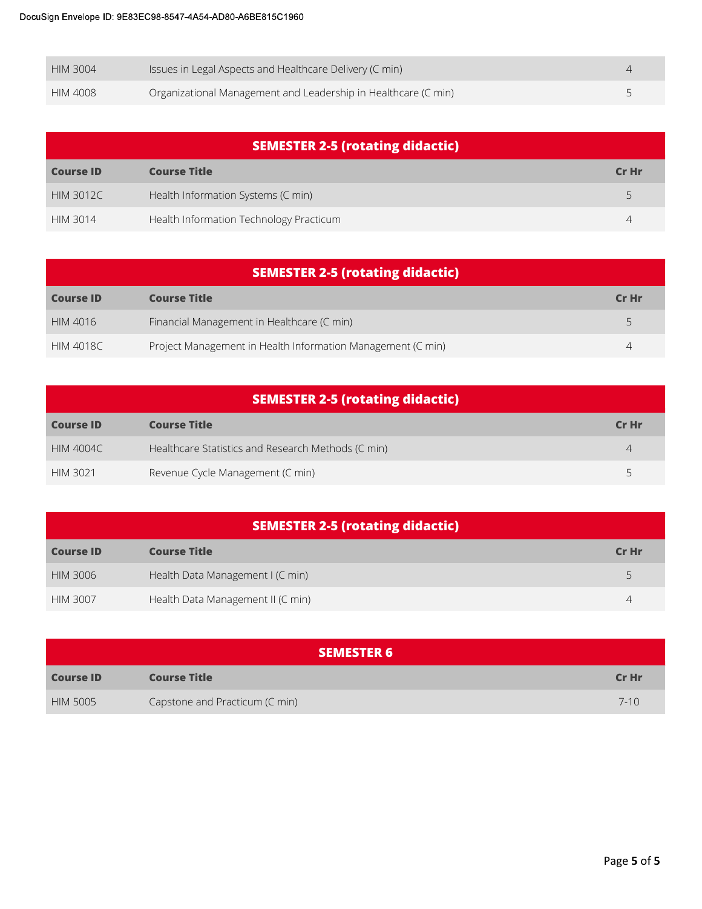| | | |
|---|---|---|
| HIM 3004 | Issues in Legal Aspects and Healthcare Delivery (C min) | 4 |
| HIM 4008 | Organizational Management and Leadership in Healthcare (C min) | 5 |

**SEMESTER 2-5 (rotating didactic)**

| Course ID | Course Title | Cr Hr |
|---|---|---|
| HIM 3012C | Health Information Systems (C min) | 5 |
| HIM 3014 | Health Information Technology Practicum | 4 |

**SEMESTER 2-5 (rotating didactic)**

| Course ID | Course Title | Cr Hr |
|---|---|---|
| HIM 4016 | Financial Management in Healthcare (C min) | 5 |
| HIM 4018C | Project Management in Health Information Management (C min) | 4 |

**SEMESTER 2-5 (rotating didactic)**

| Course ID | Course Title | Cr Hr |
|---|---|---|
| HIM 4004C | Healthcare Statistics and Research Methods (C min) | 4 |
| HIM 3021 | Revenue Cycle Management (C min) | 5 |

**SEMESTER 2-5 (rotating didactic)**

| Course ID | Course Title | Cr Hr |
|---|---|---|
| HIM 3006 | Health Data Management I (C min) | 5 |
| HIM 3007 | Health Data Management II (C min) | 4 |

**SEMESTER 6**

| Course ID | Course Title | Cr Hr |
|---|---|---|
| HIM 5005 | Capstone and Practicum (C min) | 7-10 |